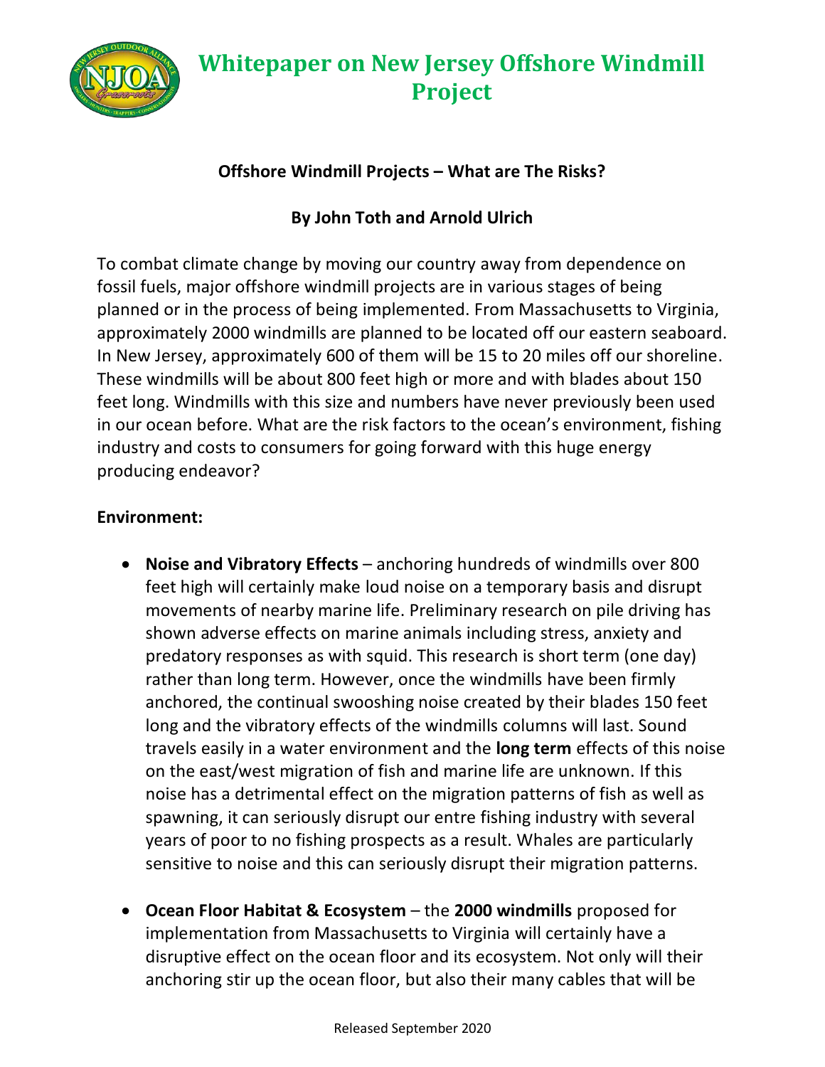# Whitepaper on New Jersey Offshore Windmill Project

**Offshore Windmill Projects – What are The Risks?**

**By John Toth and Arnold Ulrich**

To combat climate change by moving our country away from dependence on fossil fuels, major offshore windmill projects are in various stages of being planned or in the process of being implemented. From Massachusetts to Virginia, approximately 2000 windmills are planned to be located off our eastern seaboard. In New Jersey, approximately 600 of them will be 15 to 20 miles off our shoreline. These windmills will be about 800 feet high or more and with blades about 150 feet long. Windmills with this size and numbers have never previously been used in our ocean before. What are the risk factors to the ocean's environment, fishing industry and costs to consumers for going forward with this huge energy producing endeavor?

**Environment:**

- **Noise and Vibratory Effects** – anchoring hundreds of windmills over 800 feet high will certainly make loud noise on a temporary basis and disrupt movements of nearby marine life. Preliminary research on pile driving has shown adverse effects on marine animals including stress, anxiety and predatory responses as with squid. This research is short term (one day) rather than long term. However, once the windmills have been firmly anchored, the continual swooshing noise created by their blades 150 feet long and the vibratory effects of the windmills columns will last. Sound travels easily in a water environment and the **long term** effects of this noise on the east/west migration of fish and marine life are unknown. If this noise has a detrimental effect on the migration patterns of fish as well as spawning, it can seriously disrupt our entre fishing industry with several years of poor to no fishing prospects as a result. Whales are particularly sensitive to noise and this can seriously disrupt their migration patterns.

- **Ocean Floor Habitat & Ecosystem** – the **2000 windmills** proposed for implementation from Massachusetts to Virginia will certainly have a disruptive effect on the ocean floor and its ecosystem. Not only will their anchoring stir up the ocean floor, but also their many cables that will be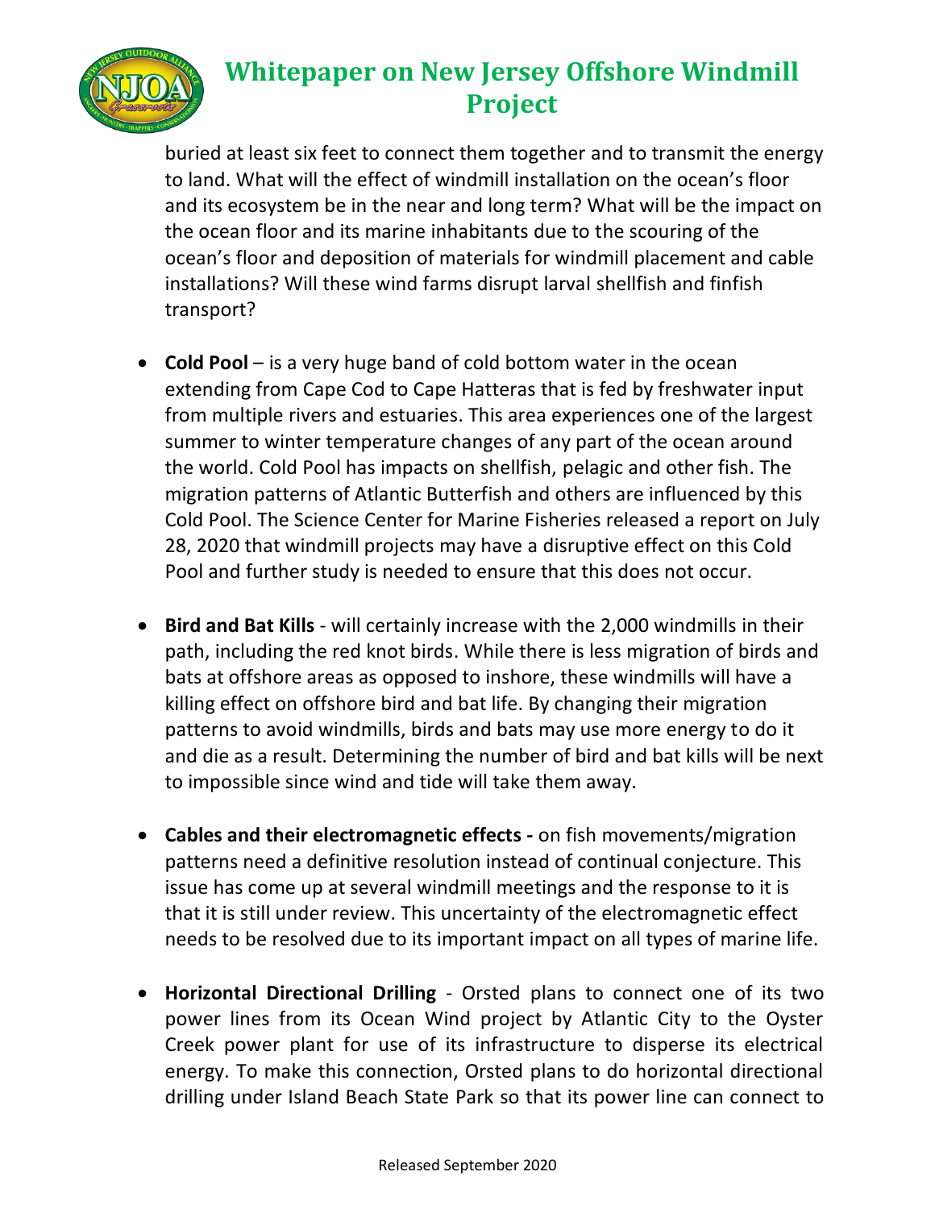buried at least six feet to connect them together and to transmit the energy to land. What will the effect of windmill installation on the ocean's floor and its ecosystem be in the near and long term? What will be the impact on the ocean floor and its marine inhabitants due to the scouring of the ocean's floor and deposition of materials for windmill placement and cable installations? Will these wind farms disrupt larval shellfish and finfish transport?

- **Cold Pool** – is a very huge band of cold bottom water in the ocean extending from Cape Cod to Cape Hatteras that is fed by freshwater input from multiple rivers and estuaries. This area experiences one of the largest summer to winter temperature changes of any part of the ocean around the world. Cold Pool has impacts on shellfish, pelagic and other fish. The migration patterns of Atlantic Butterfish and others are influenced by this Cold Pool. The Science Center for Marine Fisheries released a report on July 28, 2020 that windmill projects may have a disruptive effect on this Cold Pool and further study is needed to ensure that this does not occur.

- **Bird and Bat Kills** - will certainly increase with the 2,000 windmills in their path, including the red knot birds. While there is less migration of birds and bats at offshore areas as opposed to inshore, these windmills will have a killing effect on offshore bird and bat life. By changing their migration patterns to avoid windmills, birds and bats may use more energy to do it and die as a result. Determining the number of bird and bat kills will be next to impossible since wind and tide will take them away.

- **Cables and their electromagnetic effects -** on fish movements/migration patterns need a definitive resolution instead of continual conjecture. This issue has come up at several windmill meetings and the response to it is that it is still under review. This uncertainty of the electromagnetic effect needs to be resolved due to its important impact on all types of marine life.

- **Horizontal Directional Drilling** - Orsted plans to connect one of its two power lines from its Ocean Wind project by Atlantic City to the Oyster Creek power plant for use of its infrastructure to disperse its electrical energy. To make this connection, Orsted plans to do horizontal directional drilling under Island Beach State Park so that its power line can connect to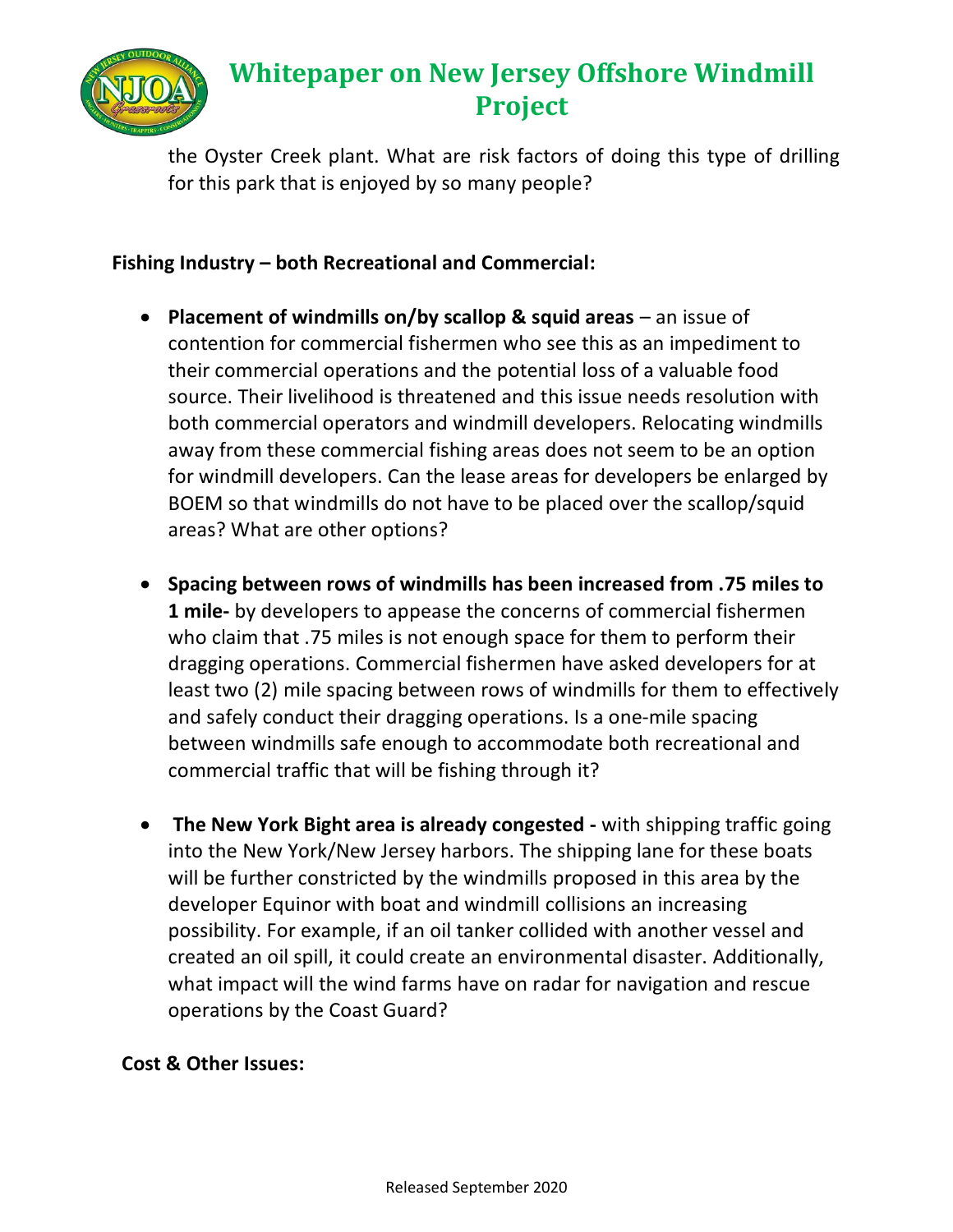the Oyster Creek plant. What are risk factors of doing this type of drilling for this park that is enjoyed by so many people?

**Fishing Industry – both Recreational and Commercial:**

- **Placement of windmills on/by scallop & squid areas** – an issue of contention for commercial fishermen who see this as an impediment to their commercial operations and the potential loss of a valuable food source. Their livelihood is threatened and this issue needs resolution with both commercial operators and windmill developers. Relocating windmills away from these commercial fishing areas does not seem to be an option for windmill developers. Can the lease areas for developers be enlarged by BOEM so that windmills do not have to be placed over the scallop/squid areas? What are other options?

- **Spacing between rows of windmills has been increased from .75 miles to 1 mile-** by developers to appease the concerns of commercial fishermen who claim that .75 miles is not enough space for them to perform their dragging operations. Commercial fishermen have asked developers for at least two (2) mile spacing between rows of windmills for them to effectively and safely conduct their dragging operations. Is a one-mile spacing between windmills safe enough to accommodate both recreational and commercial traffic that will be fishing through it?

- **The New York Bight area is already congested -** with shipping traffic going into the New York/New Jersey harbors. The shipping lane for these boats will be further constricted by the windmills proposed in this area by the developer Equinor with boat and windmill collisions an increasing possibility. For example, if an oil tanker collided with another vessel and created an oil spill, it could create an environmental disaster. Additionally, what impact will the wind farms have on radar for navigation and rescue operations by the Coast Guard?

**Cost & Other Issues:**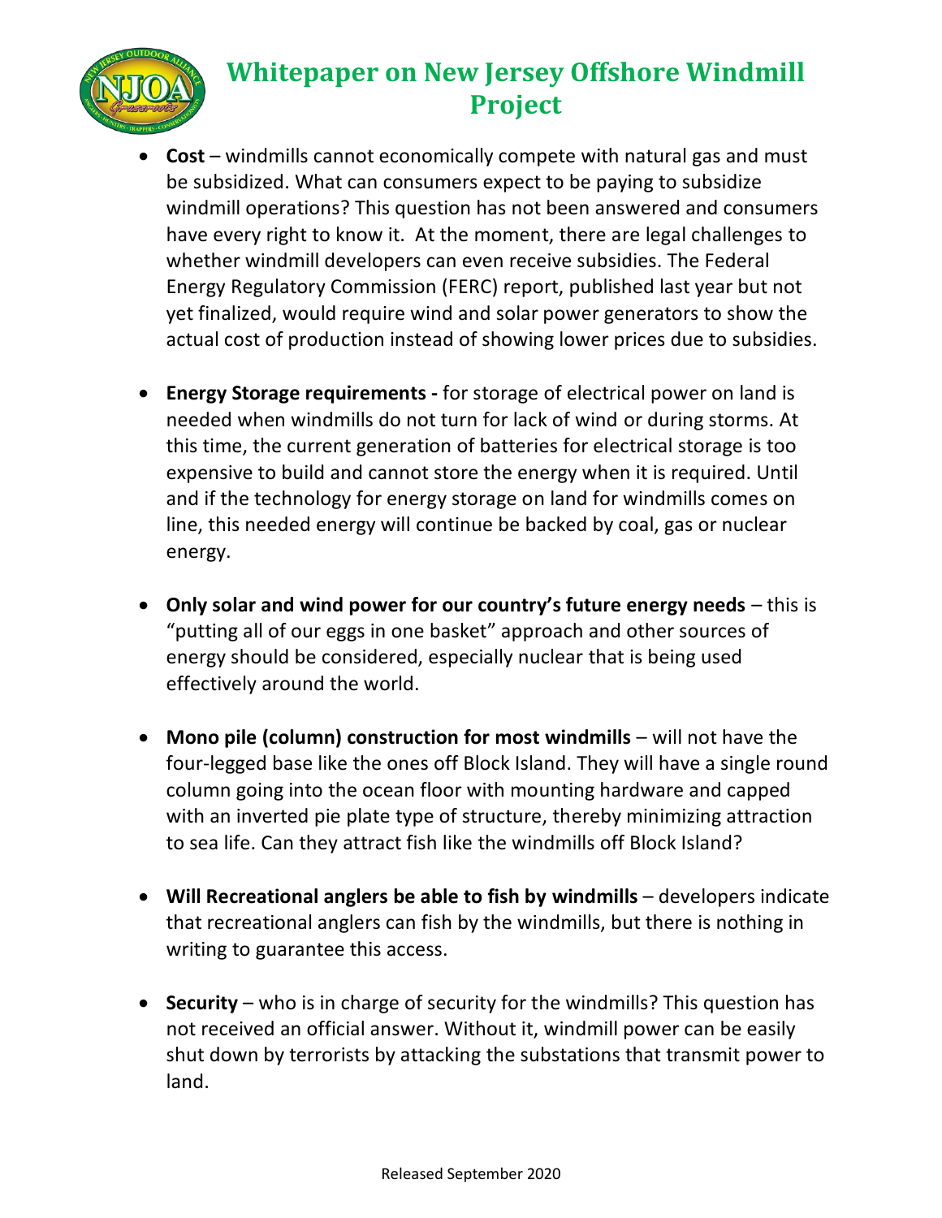# Whitepaper on New Jersey Offshore Windmill Project

- **Cost** – windmills cannot economically compete with natural gas and must be subsidized. What can consumers expect to be paying to subsidize windmill operations? This question has not been answered and consumers have every right to know it. At the moment, there are legal challenges to whether windmill developers can even receive subsidies. The Federal Energy Regulatory Commission (FERC) report, published last year but not yet finalized, would require wind and solar power generators to show the actual cost of production instead of showing lower prices due to subsidies.

- **Energy Storage requirements -** for storage of electrical power on land is needed when windmills do not turn for lack of wind or during storms. At this time, the current generation of batteries for electrical storage is too expensive to build and cannot store the energy when it is required. Until and if the technology for energy storage on land for windmills comes on line, this needed energy will continue be backed by coal, gas or nuclear energy.

- **Only solar and wind power for our country's future energy needs** – this is "putting all of our eggs in one basket" approach and other sources of energy should be considered, especially nuclear that is being used effectively around the world.

- **Mono pile (column) construction for most windmills** – will not have the four-legged base like the ones off Block Island. They will have a single round column going into the ocean floor with mounting hardware and capped with an inverted pie plate type of structure, thereby minimizing attraction to sea life. Can they attract fish like the windmills off Block Island?

- **Will Recreational anglers be able to fish by windmills** – developers indicate that recreational anglers can fish by the windmills, but there is nothing in writing to guarantee this access.

- **Security** – who is in charge of security for the windmills? This question has not received an official answer. Without it, windmill power can be easily shut down by terrorists by attacking the substations that transmit power to land.

Released September 2020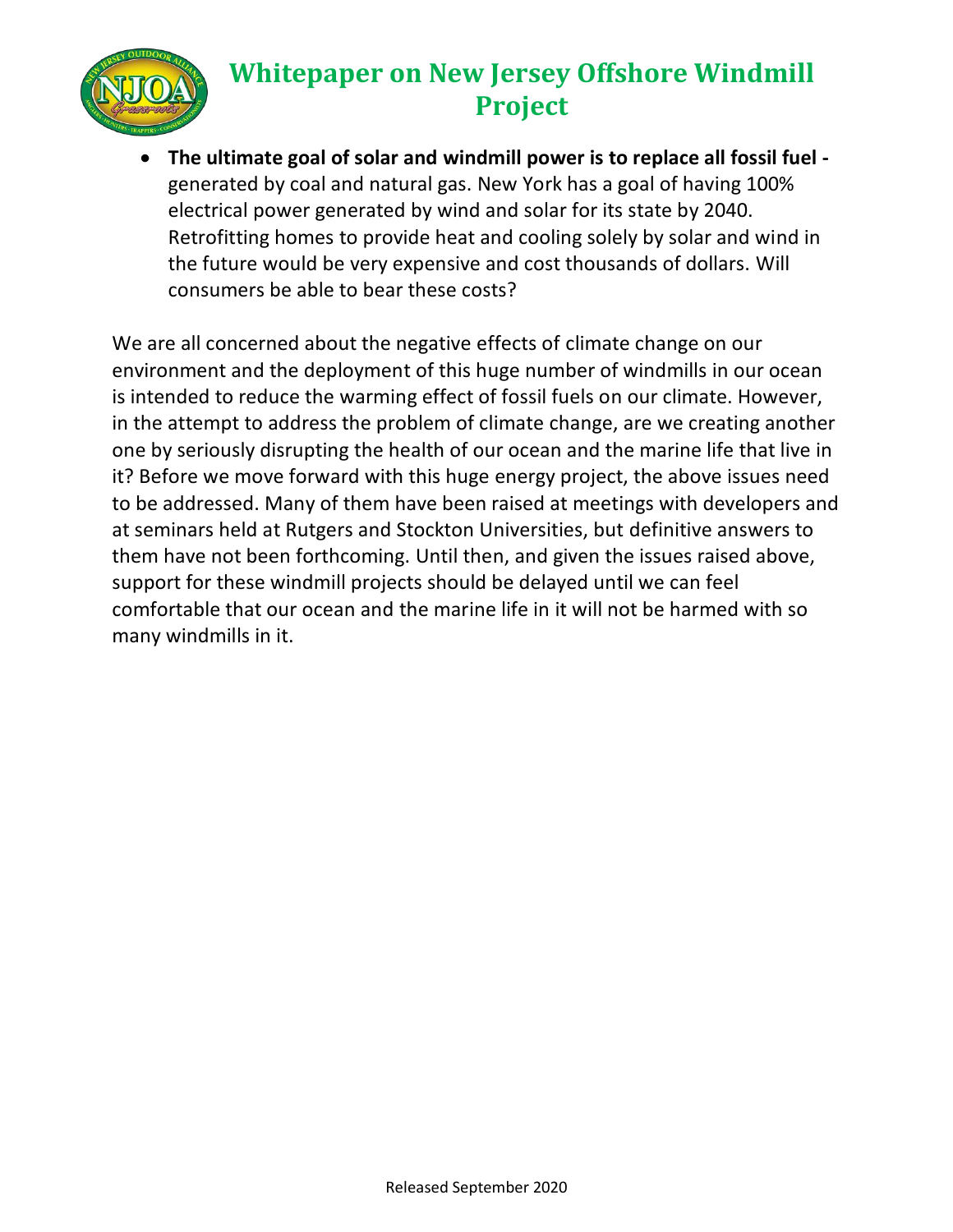- **The ultimate goal of solar and windmill power is to replace all fossil fuel -** generated by coal and natural gas. New York has a goal of having 100% electrical power generated by wind and solar for its state by 2040. Retrofitting homes to provide heat and cooling solely by solar and wind in the future would be very expensive and cost thousands of dollars. Will consumers be able to bear these costs?

We are all concerned about the negative effects of climate change on our environment and the deployment of this huge number of windmills in our ocean is intended to reduce the warming effect of fossil fuels on our climate. However, in the attempt to address the problem of climate change, are we creating another one by seriously disrupting the health of our ocean and the marine life that live in it? Before we move forward with this huge energy project, the above issues need to be addressed. Many of them have been raised at meetings with developers and at seminars held at Rutgers and Stockton Universities, but definitive answers to them have not been forthcoming. Until then, and given the issues raised above, support for these windmill projects should be delayed until we can feel comfortable that our ocean and the marine life in it will not be harmed with so many windmills in it.